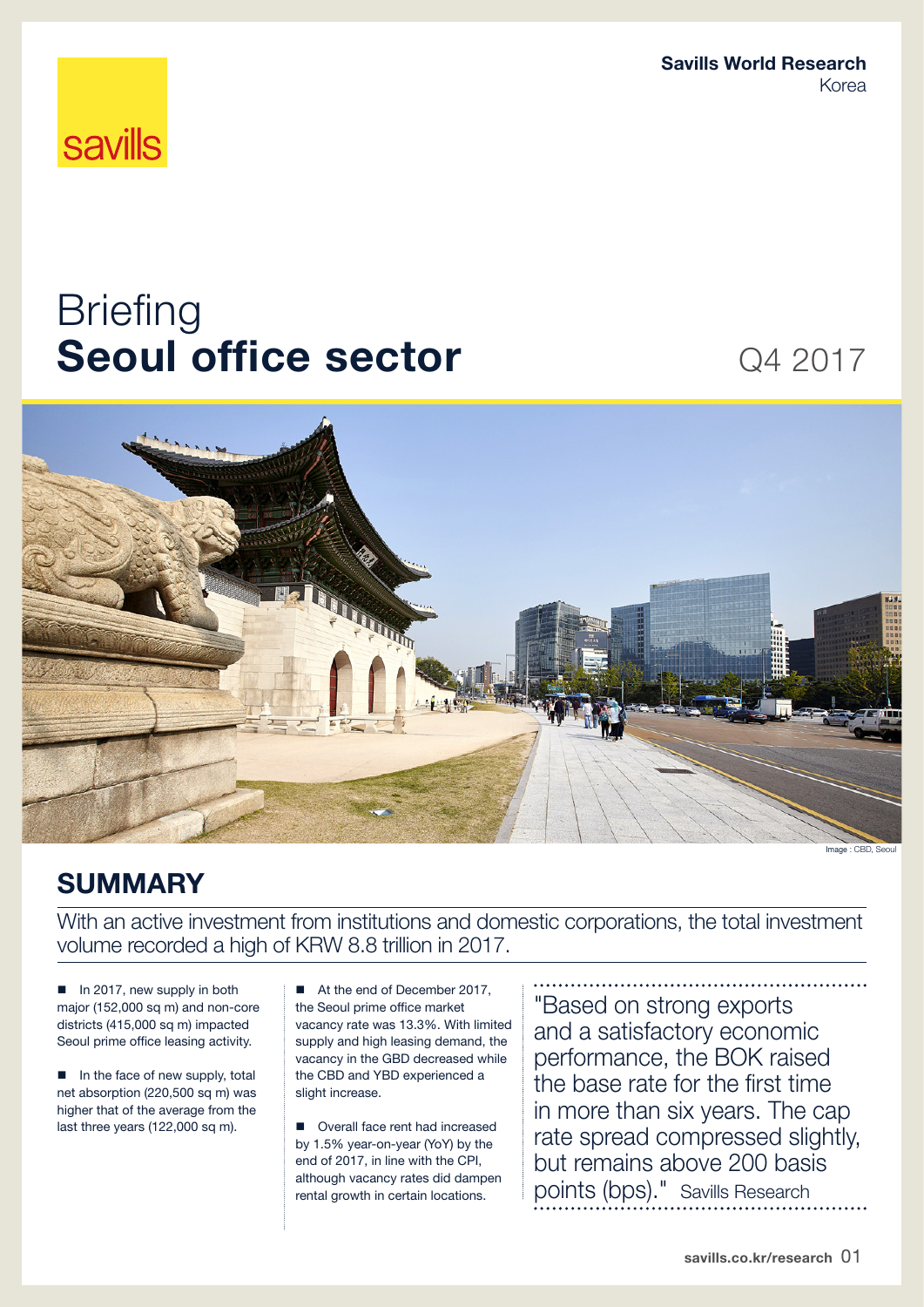Savills World Research
Korea

# Briefing
# Seoul office sector

Q4 2017

Image : CBD, Seoul

## SUMMARY

With an active investment from institutions and domestic corporations, the total investment volume recorded a high of KRW 8.8 trillion in 2017.

- In 2017, new supply in both major (152,000 sq m) and non-core districts (415,000 sq m) impacted Seoul prime office leasing activity.
- In the face of new supply, total net absorption (220,500 sq m) was higher that of the average from the last three years (122,000 sq m).
- At the end of December 2017, the Seoul prime office market vacancy rate was 13.3%. With limited supply and high leasing demand, the vacancy in the GBD decreased while the CBD and YBD experienced a slight increase.
- Overall face rent had increased by 1.5% year-on-year (YoY) by the end of 2017, in line with the CPI, although vacancy rates did dampen rental growth in certain locations.

"Based on strong exports and a satisfactory economic performance, the BOK raised the base rate for the first time in more than six years. The cap rate spread compressed slightly, but remains above 200 basis points (bps)." Savills Research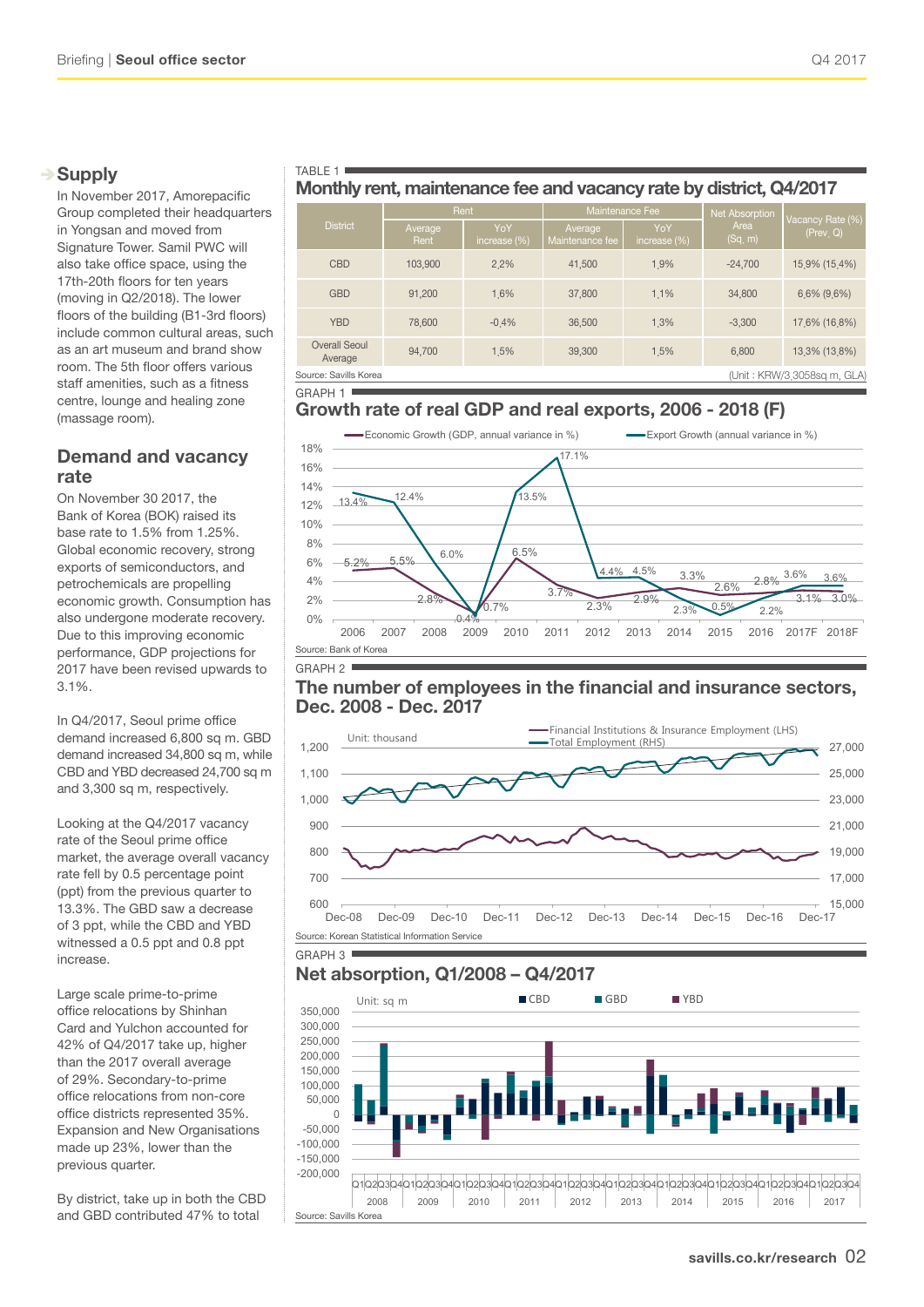## Supply

In November 2017, Amorepacific Group completed their headquarters in Yongsan and moved from Signature Tower. Samil PWC will also take office space, using the 17th-20th floors for ten years (moving in Q2/2018). The lower floors of the building (B1-3rd floors) include common cultural areas, such as an art museum and brand show room. The 5th floor offers various staff amenities, such as a fitness centre, lounge and healing zone (massage room).

## Demand and vacancy rate

On November 30 2017, the Bank of Korea (BOK) raised its base rate to 1.5% from 1.25%. Global economic recovery, strong exports of semiconductors, and petrochemicals are propelling economic growth. Consumption has also undergone moderate recovery. Due to this improving economic performance, GDP projections for 2017 have been revised upwards to 3.1%.

In Q4/2017, Seoul prime office demand increased 6,800 sq m. GBD demand increased 34,800 sq m, while CBD and YBD decreased 24,700 sq m and 3,300 sq m, respectively.

Looking at the Q4/2017 vacancy rate of the Seoul prime office market, the average overall vacancy rate fell by 0.5 percentage point (ppt) from the previous quarter to 13.3%. The GBD saw a decrease of 3 ppt, while the CBD and YBD witnessed a 0.5 ppt and 0.8 ppt increase.

Large scale prime-to-prime office relocations by Shinhan Card and Yulchon accounted for 42% of Q4/2017 take up, higher than the 2017 overall average of 29%. Secondary-to-prime office relocations from non-core office districts represented 35%. Expansion and New Organisations made up 23%, lower than the previous quarter.

By district, take up in both the CBD and GBD contributed 47% to total

TABLE 1

### Monthly rent, maintenance fee and vacancy rate by district, Q4/2017

| District | Rent | | Maintenance Fee | | Net Absorption Area (Sq. m) | Vacancy Rate (%) (Prev. Q) |
|---|---|---|---|---|---|---|
| | Average Rent | YoY increase (%) | Average Maintenance fee | YoY increase (%) | | |
| CBD | 103,900 | 2.2% | 41,500 | 1.9% | -24,700 | 15.9% (15.4%) |
| GBD | 91,200 | 1.6% | 37,800 | 1.1% | 34,800 | 6.6% (9.6%) |
| YBD | 78,600 | -0.4% | 36,500 | 1.3% | -3,300 | 17.6% (16.8%) |
| Overall Seoul Average | 94,700 | 1.5% | 39,300 | 1.5% | 6,800 | 13.3% (13.8%) |

Source: Savills Korea (Unit : KRW/3.3058sq m, GLA)

GRAPH 1

### Growth rate of real GDP and real exports, 2006 - 2018 (F)

| Year | Economic Growth (GDP, annual variance in %) | Export Growth (annual variance in %) |
|---|---|---|
| 2006 | 5.2% | 13.4% |
| 2007 | 5.5% | 12.4% |
| 2008 | 2.8% | 6.0% |
| 2009 | 0.7% | 0.4% |
| 2010 | 6.5% | 13.5% |
| 2011 | 3.7% | 17.1% |
| 2012 | 2.3% | 4.4% |
| 2013 | 2.9% | 4.5% |
| 2014 | 3.3% | 2.3% |
| 2015 | 2.6% | 0.5% |
| 2016 | 2.8% | 2.2% |
| 2017F | 3.1% | 3.6% |
| 2018F | 3.0% | 3.6% |

Source: Bank of Korea

GRAPH 2

### The number of employees in the financial and insurance sectors, Dec. 2008 - Dec. 2017

Unit: thousand — Financial Institutions & Insurance Employment (LHS); Total Employment (RHS)

Source: Korean Statistical Information Service

GRAPH 3

### Net absorption, Q1/2008 – Q4/2017

Unit: sq m — CBD, GBD, YBD

Source: Savills Korea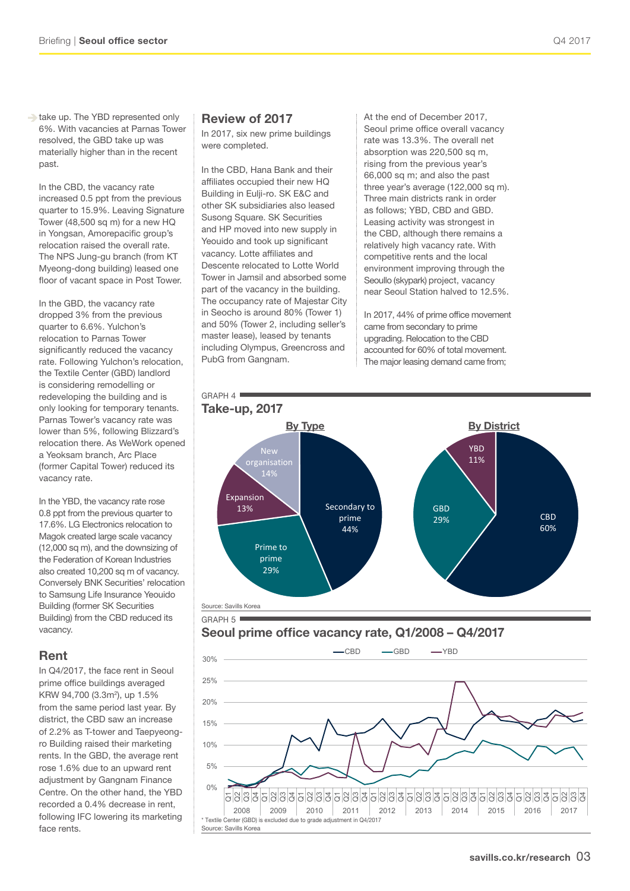take up. The YBD represented only 6%. With vacancies at Parnas Tower resolved, the GBD take up was materially higher than in the recent past.

In the CBD, the vacancy rate increased 0.5 ppt from the previous quarter to 15.9%. Leaving Signature Tower (48,500 sq m) for a new HQ in Yongsan, Amorepacific group's relocation raised the overall rate. The NPS Jung-gu branch (from KT Myeong-dong building) leased one floor of vacant space in Post Tower.

In the GBD, the vacancy rate dropped 3% from the previous quarter to 6.6%. Yulchon's relocation to Parnas Tower significantly reduced the vacancy rate. Following Yulchon's relocation, the Textile Center (GBD) landlord is considering remodelling or redeveloping the building and is only looking for temporary tenants. Parnas Tower's vacancy rate was lower than 5%, following Blizzard's relocation there. As WeWork opened a Yeoksam branch, Arc Place (former Capital Tower) reduced its vacancy rate.

In the YBD, the vacancy rate rose 0.8 ppt from the previous quarter to 17.6%. LG Electronics relocation to Magok created large scale vacancy (12,000 sq m), and the downsizing of the Federation of Korean Industries also created 10,200 sq m of vacancy. Conversely BNK Securities' relocation to Samsung Life Insurance Yeouido Building (former SK Securities Building) from the CBD reduced its vacancy.

## Rent

In Q4/2017, the face rent in Seoul prime office buildings averaged KRW 94,700 (3.3m²), up 1.5% from the same period last year. By district, the CBD saw an increase of 2.2% as T-tower and Taepyeong-ro Building raised their marketing rents. In the GBD, the average rent rose 1.6% due to an upward rent adjustment by Gangnam Finance Centre. On the other hand, the YBD recorded a 0.4% decrease in rent, following IFC lowering its marketing face rents.

## Review of 2017

In 2017, six new prime buildings were completed.

In the CBD, Hana Bank and their affiliates occupied their new HQ Building in Eulji-ro. SK E&C and other SK subsidiaries also leased Susong Square. SK Securities and HP moved into new supply in Yeouido and took up significant vacancy. Lotte affiliates and Descente relocated to Lotte World Tower in Jamsil and absorbed some part of the vacancy in the building. The occupancy rate of Majestar City in Seocho is around 80% (Tower 1) and 50% (Tower 2, including seller's master lease), leased by tenants including Olympus, Greencross and PubG from Gangnam.

At the end of December 2017, Seoul prime office overall vacancy rate was 13.3%. The overall net absorption was 220,500 sq m, rising from the previous year's 66,000 sq m; and also the past three year's average (122,000 sq m). Three main districts rank in order as follows; YBD, CBD and GBD. Leasing activity was strongest in the CBD, although there remains a relatively high vacancy rate. With competitive rents and the local environment improving through the Seoullo (skypark) project, vacancy near Seoul Station halved to 12.5%.

In 2017, 44% of prime office movement came from secondary to prime upgrading. Relocation to the CBD accounted for 60% of total movement. The major leasing demand came from;

GRAPH 4

**Take-up, 2017**

By Type:

| Type | Share |
|---|---|
| Secondary to prime | 44% |
| Prime to prime | 29% |
| New organisation | 14% |
| Expansion | 13% |

By District:

| District | Share |
|---|---|
| CBD | 60% |
| GBD | 29% |
| YBD | 11% |

Source: Savills Korea

GRAPH 5

**Seoul prime office vacancy rate, Q1/2008 – Q4/2017**

(Line chart: CBD, GBD, YBD vacancy rates, 0%–30%, quarterly Q1 2008 – Q4 2017)

\* Textile Center (GBD) is excluded due to grade adjustment in Q4/2017

Source: Savills Korea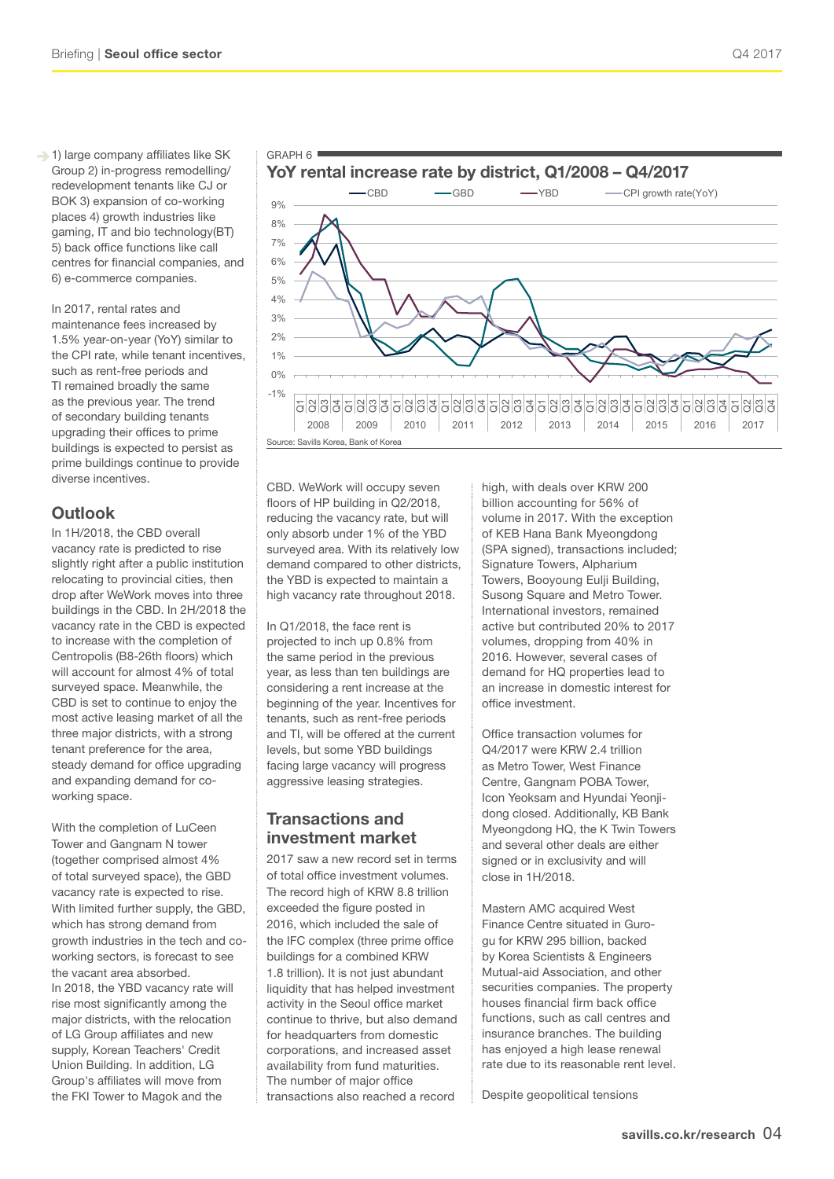1) large company affiliates like SK Group 2) in-progress remodelling/redevelopment tenants like CJ or BOK 3) expansion of co-working places 4) growth industries like gaming, IT and bio technology(BT) 5) back office functions like call centres for financial companies, and 6) e-commerce companies.

In 2017, rental rates and maintenance fees increased by 1.5% year-on-year (YoY) similar to the CPI rate, while tenant incentives, such as rent-free periods and TI remained broadly the same as the previous year. The trend of secondary building tenants upgrading their offices to prime buildings is expected to persist as prime buildings continue to provide diverse incentives.

GRAPH 6

**YoY rental increase rate by district, Q1/2008 – Q4/2017**

Source: Savills Korea, Bank of Korea

## Outlook

In 1H/2018, the CBD overall vacancy rate is predicted to rise slightly right after a public institution relocating to provincial cities, then drop after WeWork moves into three buildings in the CBD. In 2H/2018 the vacancy rate in the CBD is expected to increase with the completion of Centropolis (B8-26th floors) which will account for almost 4% of total surveyed space. Meanwhile, the CBD is set to continue to enjoy the most active leasing market of all the three major districts, with a strong tenant preference for the area, steady demand for office upgrading and expanding demand for co-working space.

With the completion of LuCeen Tower and Gangnam N tower (together comprised almost 4% of total surveyed space), the GBD vacancy rate is expected to rise. With limited further supply, the GBD, which has strong demand from growth industries in the tech and co-working sectors, is forecast to see the vacant area absorbed. In 2018, the YBD vacancy rate will rise most significantly among the major districts, with the relocation of LG Group affiliates and new supply, Korean Teachers' Credit Union Building. In addition, LG Group's affiliates will move from the FKI Tower to Magok and the CBD. WeWork will occupy seven floors of HP building in Q2/2018, reducing the vacancy rate, but will only absorb under 1% of the YBD surveyed area. With its relatively low demand compared to other districts, the YBD is expected to maintain a high vacancy rate throughout 2018.

In Q1/2018, the face rent is projected to inch up 0.8% from the same period in the previous year, as less than ten buildings are considering a rent increase at the beginning of the year. Incentives for tenants, such as rent-free periods and TI, will be offered at the current levels, but some YBD buildings facing large vacancy will progress aggressive leasing strategies.

## Transactions and investment market

2017 saw a new record set in terms of total office investment volumes. The record high of KRW 8.8 trillion exceeded the figure posted in 2016, which included the sale of the IFC complex (three prime office buildings for a combined KRW 1.8 trillion). It is not just abundant liquidity that has helped investment activity in the Seoul office market continue to thrive, but also demand for headquarters from domestic corporations, and increased asset availability from fund maturities. The number of major office transactions also reached a record high, with deals over KRW 200 billion accounting for 56% of volume in 2017. With the exception of KEB Hana Bank Myeongdong (SPA signed), transactions included; Signature Towers, Alpharium Towers, Booyoung Eulji Building, Susong Square and Metro Tower. International investors, remained active but contributed 20% to 2017 volumes, dropping from 40% in 2016. However, several cases of demand for HQ properties lead to an increase in domestic interest for office investment.

Office transaction volumes for Q4/2017 were KRW 2.4 trillion as Metro Tower, West Finance Centre, Gangnam POBA Tower, Icon Yeoksam and Hyundai Yeonji-dong closed. Additionally, KB Bank Myeongdong HQ, the K Twin Towers and several other deals are either signed or in exclusivity and will close in 1H/2018.

Mastern AMC acquired West Finance Centre situated in Guro-gu for KRW 295 billion, backed by Korea Scientists & Engineers Mutual-aid Association, and other securities companies. The property houses financial firm back office functions, such as call centres and insurance branches. The building has enjoyed a high lease renewal rate due to its reasonable rent level.

Despite geopolitical tensions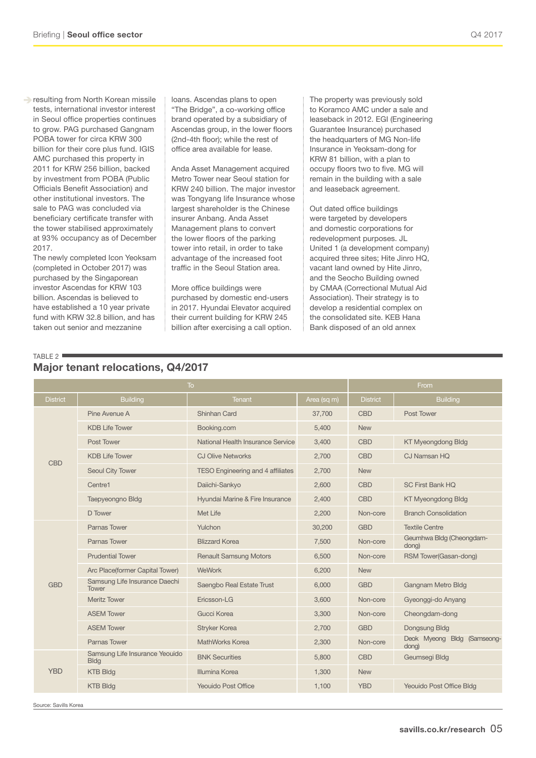resulting from North Korean missile tests, international investor interest in Seoul office properties continues to grow. PAG purchased Gangnam POBA tower for circa KRW 300 billion for their core plus fund. IGIS AMC purchased this property in 2011 for KRW 256 billion, backed by investment from POBA (Public Officials Benefit Association) and other institutional investors. The sale to PAG was concluded via beneficiary certificate transfer with the tower stabilised approximately at 93% occupancy as of December 2017.
The newly completed Icon Yeoksam (completed in October 2017) was purchased by the Singaporean investor Ascendas for KRW 103 billion. Ascendas is believed to have established a 10 year private fund with KRW 32.8 billion, and has taken out senior and mezzanine loans. Ascendas plans to open "The Bridge", a co-working office brand operated by a subsidiary of Ascendas group, in the lower floors (2nd-4th floor); while the rest of office area available for lease.

Anda Asset Management acquired Metro Tower near Seoul station for KRW 240 billion. The major investor was Tongyang life Insurance whose largest shareholder is the Chinese insurer Anbang. Anda Asset Management plans to convert the lower floors of the parking tower into retail, in order to take advantage of the increased foot traffic in the Seoul Station area.

More office buildings were purchased by domestic end-users in 2017. Hyundai Elevator acquired their current building for KRW 245 billion after exercising a call option. The property was previously sold to Koramco AMC under a sale and leaseback in 2012. EGI (Engineering Guarantee Insurance) purchased the headquarters of MG Non-life Insurance in Yeoksam-dong for KRW 81 billion, with a plan to occupy floors two to five. MG will remain in the building with a sale and leaseback agreement.

Out dated office buildings were targeted by developers and domestic corporations for redevelopment purposes. JL United 1 (a development company) acquired three sites; Hite Jinro HQ, vacant land owned by Hite Jinro, and the Seocho Building owned by CMAA (Correctional Mutual Aid Association). Their strategy is to develop a residential complex on the consolidated site. KEB Hana Bank disposed of an old annex

TABLE 2

## Major tenant relocations, Q4/2017

| To | | | | From | |
|---|---|---|---|---|---|
| District | Building | Tenant | Area (sq m) | District | Building |
| CBD | Pine Avenue A | Shinhan Card | 37,700 | CBD | Post Tower |
| | KDB Life Tower | Booking.com | 5,400 | New | |
| | Post Tower | National Health Insurance Service | 3,400 | CBD | KT Myeongdong Bldg |
| | KDB Life Tower | CJ Olive Networks | 2,700 | CBD | CJ Namsan HQ |
| | Seoul City Tower | TESO Engineering and 4 affiliates | 2,700 | New | |
| | Centre1 | Daiichi-Sankyo | 2,600 | CBD | SC First Bank HQ |
| | Taepyeongno Bldg | Hyundai Marine & Fire Insurance | 2,400 | CBD | KT Myeongdong Bldg |
| | D Tower | Met Life | 2,200 | Non-core | Branch Consolidation |
| GBD | Parnas Tower | Yulchon | 30,200 | GBD | Textile Centre |
| | Parnas Tower | Blizzard Korea | 7,500 | Non-core | Geumhwa Bldg (Cheongdam-dong) |
| | Prudential Tower | Renault Samsung Motors | 6,500 | Non-core | RSM Tower(Gasan-dong) |
| | Arc Place(former Capital Tower) | WeWork | 6,200 | New | |
| | Samsung Life Insurance Daechi Tower | Saengbo Real Estate Trust | 6,000 | GBD | Gangnam Metro Bldg |
| | Meritz Tower | Ericsson-LG | 3,600 | Non-core | Gyeonggi-do Anyang |
| | ASEM Tower | Gucci Korea | 3,300 | Non-core | Cheongdam-dong |
| | ASEM Tower | Stryker Korea | 2,700 | GBD | Dongsung Bldg |
| | Parnas Tower | MathWorks Korea | 2,300 | Non-core | Deok Myeong Bldg (Samseong-dong) |
| YBD | Samsung Life Insurance Yeouido Bldg | BNK Securities | 5,800 | CBD | Geumsegi Bldg |
| | KTB Bldg | Illumina Korea | 1,300 | New | |
| | KTB Bldg | Yeouido Post Office | 1,100 | YBD | Yeouido Post Office Bldg |

Source: Savills Korea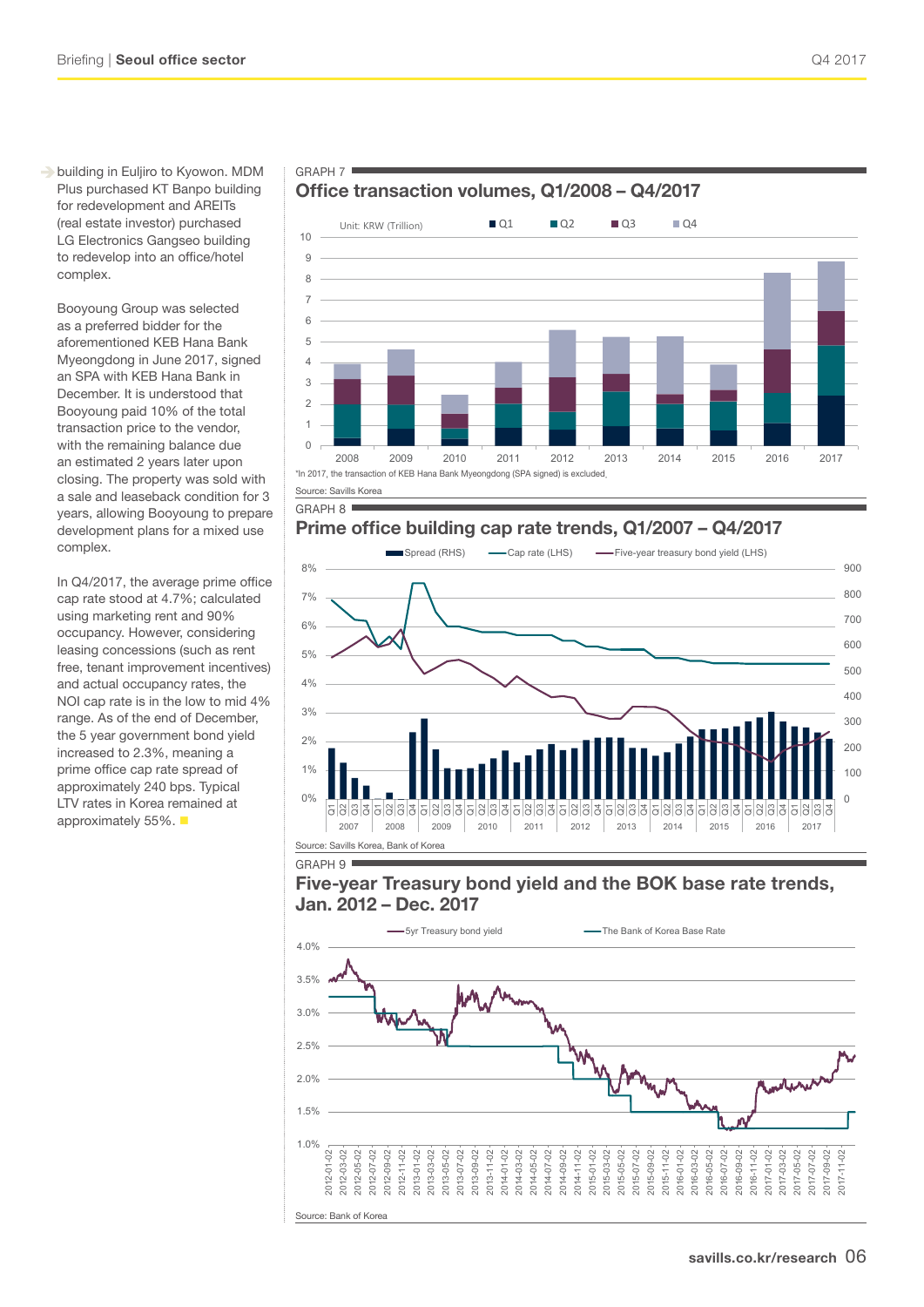building in Euljiro to Kyowon. MDM Plus purchased KT Banpo building for redevelopment and AREITs (real estate investor) purchased LG Electronics Gangseo building to redevelop into an office/hotel complex.

Booyoung Group was selected as a preferred bidder for the aforementioned KEB Hana Bank Myeongdong in June 2017, signed an SPA with KEB Hana Bank in December. It is understood that Booyoung paid 10% of the total transaction price to the vendor, with the remaining balance due an estimated 2 years later upon closing. The property was sold with a sale and leaseback condition for 3 years, allowing Booyoung to prepare development plans for a mixed use complex.

In Q4/2017, the average prime office cap rate stood at 4.7%; calculated using marketing rent and 90% occupancy. However, considering leasing concessions (such as rent free, tenant improvement incentives) and actual occupancy rates, the NOI cap rate is in the low to mid 4% range. As of the end of December, the 5 year government bond yield increased to 2.3%, meaning a prime office cap rate spread of approximately 240 bps. Typical LTV rates in Korea remained at approximately 55%.

GRAPH 7

## Office transaction volumes, Q1/2008 – Q4/2017

Unit: KRW (Trillion)

*In 2017, the transaction of KEB Hana Bank Myeongdong (SPA signed) is excluded.

Source: Savills Korea

GRAPH 8

## Prime office building cap rate trends, Q1/2007 – Q4/2017

Source: Savills Korea, Bank of Korea

GRAPH 9

## Five-year Treasury bond yield and the BOK base rate trends, Jan. 2012 – Dec. 2017

Source: Bank of Korea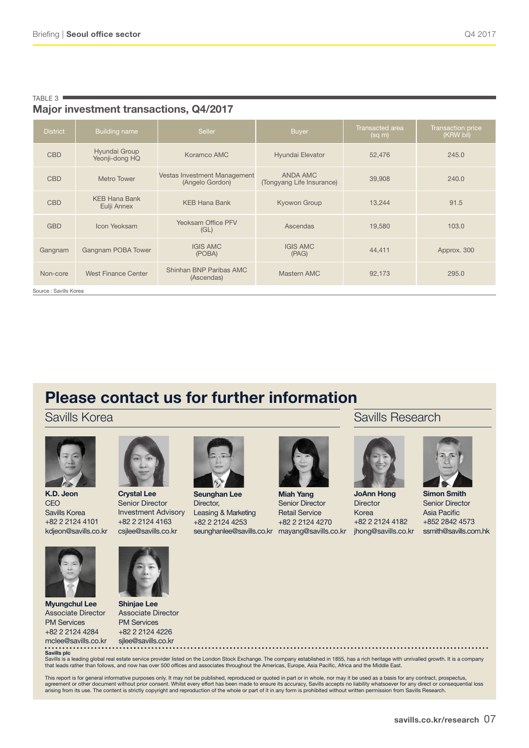TABLE 3

## Major investment transactions, Q4/2017

| District | Building name | Seller | Buyer | Transacted area (sq m) | Transaction price (KRW bil) |
|---|---|---|---|---|---|
| CBD | Hyundai Group Yeonji-dong HQ | Koramco AMC | Hyundai Elevator | 52,476 | 245.0 |
| CBD | Metro Tower | Vestas Investment Management (Angelo Gordon) | ANDA AMC (Tongyang Life Insurance) | 39,908 | 240.0 |
| CBD | KEB Hana Bank Eulji Annex | KEB Hana Bank | Kyowon Group | 13,244 | 91.5 |
| GBD | Icon Yeoksam | Yeoksam Office PFV (GL) | Ascendas | 19,580 | 103.0 |
| Gangnam | Gangnam POBA Tower | IGIS AMC (POBA) | IGIS AMC (PAG) | 44,411 | Approx. 300 |
| Non-core | West Finance Center | Shinhan BNP Paribas AMC (Ascendas) | Mastern AMC | 92,173 | 295.0 |

Source : Savills Korea

# Please contact us for further information

## Savills Korea

**K.D. Jeon**
CEO
Savills Korea
+82 2 2124 4101
kdjeon@savills.co.kr

**Crystal Lee**
Senior Director
Investment Advisory
+82 2 2124 4163
csjlee@savills.co.kr

**Seunghan Lee**
Director,
Leasing & Marketing
+82 2 2124 4253
seunghanlee@savills.co.kr

**Miah Yang**
Senior Director
Retail Service
+82 2 2124 4270
mayang@savills.co.kr

**Myungchul Lee**
Associate Director
PM Services
+82 2 2124 4284
mclee@savills.co.kr

**Shinjae Lee**
Associate Director
PM Services
+82 2 2124 4226
sjlee@savills.co.kr

## Savills Research

**JoAnn Hong**
Director
Korea
+82 2 2124 4182
jhong@savills.co.kr

**Simon Smith**
Senior Director
Asia Pacific
+852 2842 4573
ssmith@savills.com.hk

**Savills plc**
Savills is a leading global real estate service provider listed on the London Stock Exchange. The company established in 1855, has a rich heritage with unrivalled growth. It is a company that leads rather than follows, and now has over 500 offices and associates throughout the Americas, Europe, Asia Pacific, Africa and the Middle East.

This report is for general informative purposes only. It may not be published, reproduced or quoted in part or in whole, nor may it be used as a basis for any contract, prospectus, agreement or other document without prior consent. Whilst every effort has been made to ensure its accuracy, Savills accepts no liability whatsoever for any direct or consequential loss arising from its use. The content is strictly copyright and reproduction of the whole or part of it in any form is prohibited without written permission from Savills Research.

savills.co.kr/research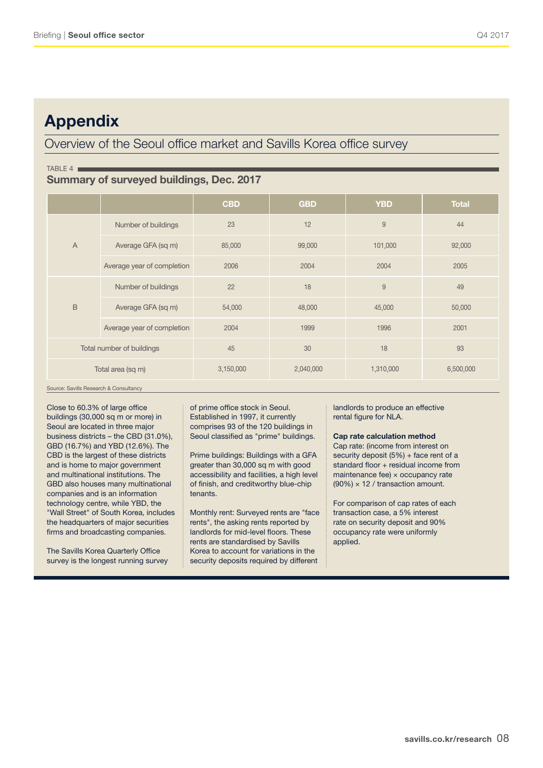# Appendix

## Overview of the Seoul office market and Savills Korea office survey

TABLE 4

### Summary of surveyed buildings, Dec. 2017

| | | CBD | GBD | YBD | Total |
|---|---|---|---|---|---|
| A | Number of buildings | 23 | 12 | 9 | 44 |
| | Average GFA (sq m) | 85,000 | 99,000 | 101,000 | 92,000 |
| | Average year of completion | 2006 | 2004 | 2004 | 2005 |
| B | Number of buildings | 22 | 18 | 9 | 49 |
| | Average GFA (sq m) | 54,000 | 48,000 | 45,000 | 50,000 |
| | Average year of completion | 2004 | 1999 | 1996 | 2001 |
| Total number of buildings | | 45 | 30 | 18 | 93 |
| Total area (sq m) | | 3,150,000 | 2,040,000 | 1,310,000 | 6,500,000 |

Source: Savills Research & Consultancy

Close to 60.3% of large office buildings (30,000 sq m or more) in Seoul are located in three major business districts – the CBD (31.0%), GBD (16.7%) and YBD (12.6%). The CBD is the largest of these districts and is home to major government and multinational institutions. The GBD also houses many multinational companies and is an information technology centre, while YBD, the "Wall Street" of South Korea, includes the headquarters of major securities firms and broadcasting companies.

The Savills Korea Quarterly Office survey is the longest running survey of prime office stock in Seoul. Established in 1997, it currently comprises 93 of the 120 buildings in Seoul classified as "prime" buildings.

Prime buildings: Buildings with a GFA greater than 30,000 sq m with good accessibility and facilities, a high level of finish, and creditworthy blue-chip tenants.

Monthly rent: Surveyed rents are "face rents", the asking rents reported by landlords for mid-level floors. These rents are standardised by Savills Korea to account for variations in the security deposits required by different landlords to produce an effective rental figure for NLA.

**Cap rate calculation method**

Cap rate: (income from interest on security deposit (5%) + face rent of a standard floor + residual income from maintenance fee) × occupancy rate (90%) × 12 / transaction amount.

For comparison of cap rates of each transaction case, a 5% interest rate on security deposit and 90% occupancy rate were uniformly applied.